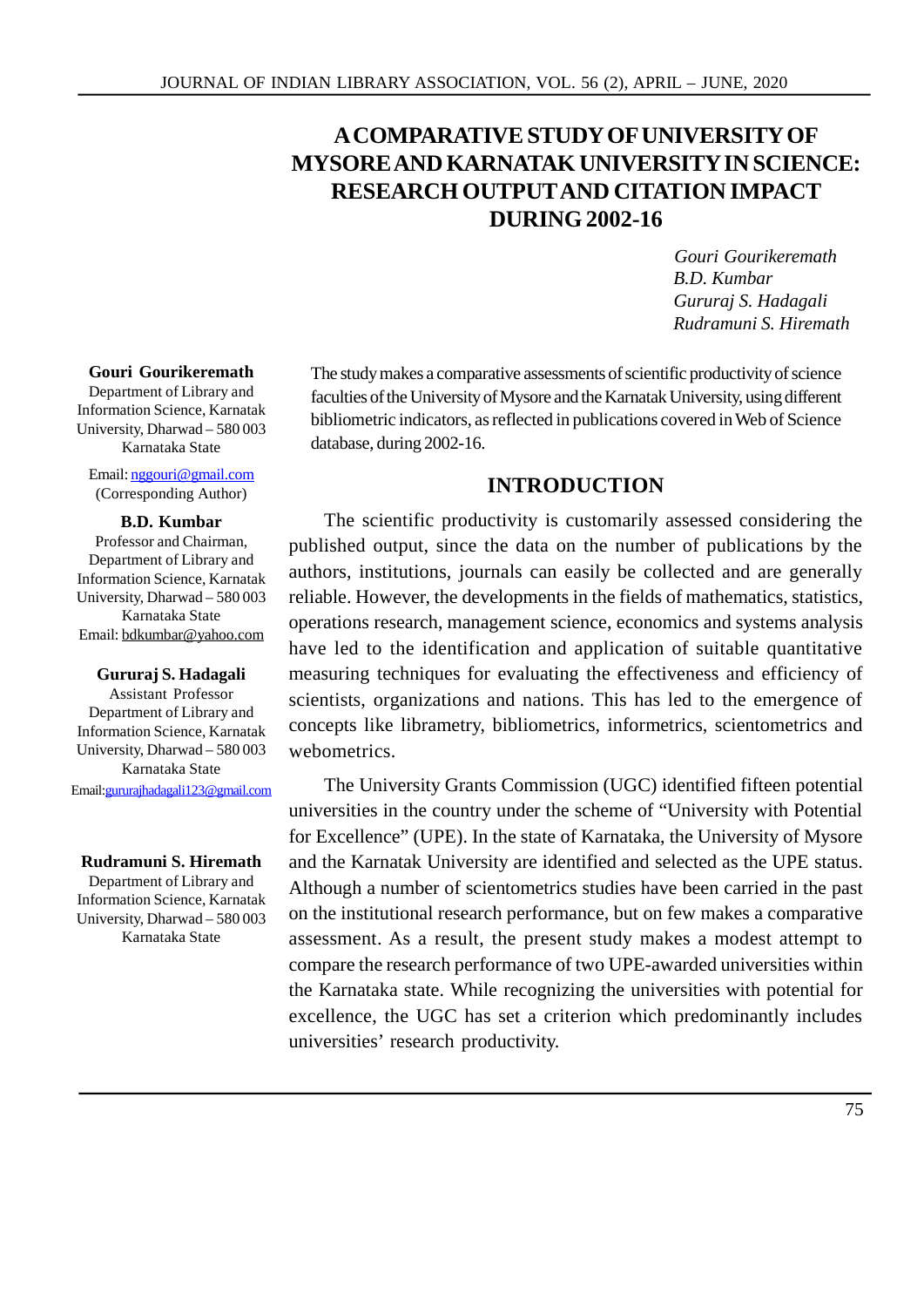# A COMPARATIVE STUDY OF UNIVERSITY OF MYSORE AND KARNATAK UNIVERSITY IN SCIENCE: RESEARCH OUTPUT AND CITATION IMPACT DURING 2002-16

*Gouri Gourikeremath*
*B.D. Kumbar*
*Gururaj S. Hadagali*
*Rudramuni S. Hiremath*

**Gouri Gourikeremath**
Department of Library and Information Science, Karnatak University, Dharwad – 580 003 Karnataka State
Email: nggouri@gmail.com
(Corresponding Author)

**B.D. Kumbar**
Professor and Chairman, Department of Library and Information Science, Karnatak University, Dharwad – 580 003 Karnataka State
Email: bdkumbar@yahoo.com

**Gururaj S. Hadagali**
Assistant Professor
Department of Library and Information Science, Karnatak University, Dharwad – 580 003 Karnataka State
Email:gururajhadagali123@gmail.com

**Rudramuni S. Hiremath**
Department of Library and Information Science, Karnatak University, Dharwad – 580 003 Karnataka State

The study makes a comparative assessments of scientific productivity of science faculties of the University of Mysore and the Karnatak University, using different bibliometric indicators, as reflected in publications covered in Web of Science database, during 2002-16.

## INTRODUCTION

The scientific productivity is customarily assessed considering the published output, since the data on the number of publications by the authors, institutions, journals can easily be collected and are generally reliable. However, the developments in the fields of mathematics, statistics, operations research, management science, economics and systems analysis have led to the identification and application of suitable quantitative measuring techniques for evaluating the effectiveness and efficiency of scientists, organizations and nations. This has led to the emergence of concepts like librametry, bibliometrics, informetrics, scientometrics and webometrics.

The University Grants Commission (UGC) identified fifteen potential universities in the country under the scheme of "University with Potential for Excellence" (UPE). In the state of Karnataka, the University of Mysore and the Karnatak University are identified and selected as the UPE status. Although a number of scientometrics studies have been carried in the past on the institutional research performance, but on few makes a comparative assessment. As a result, the present study makes a modest attempt to compare the research performance of two UPE-awarded universities within the Karnataka state. While recognizing the universities with potential for excellence, the UGC has set a criterion which predominantly includes universities' research productivity.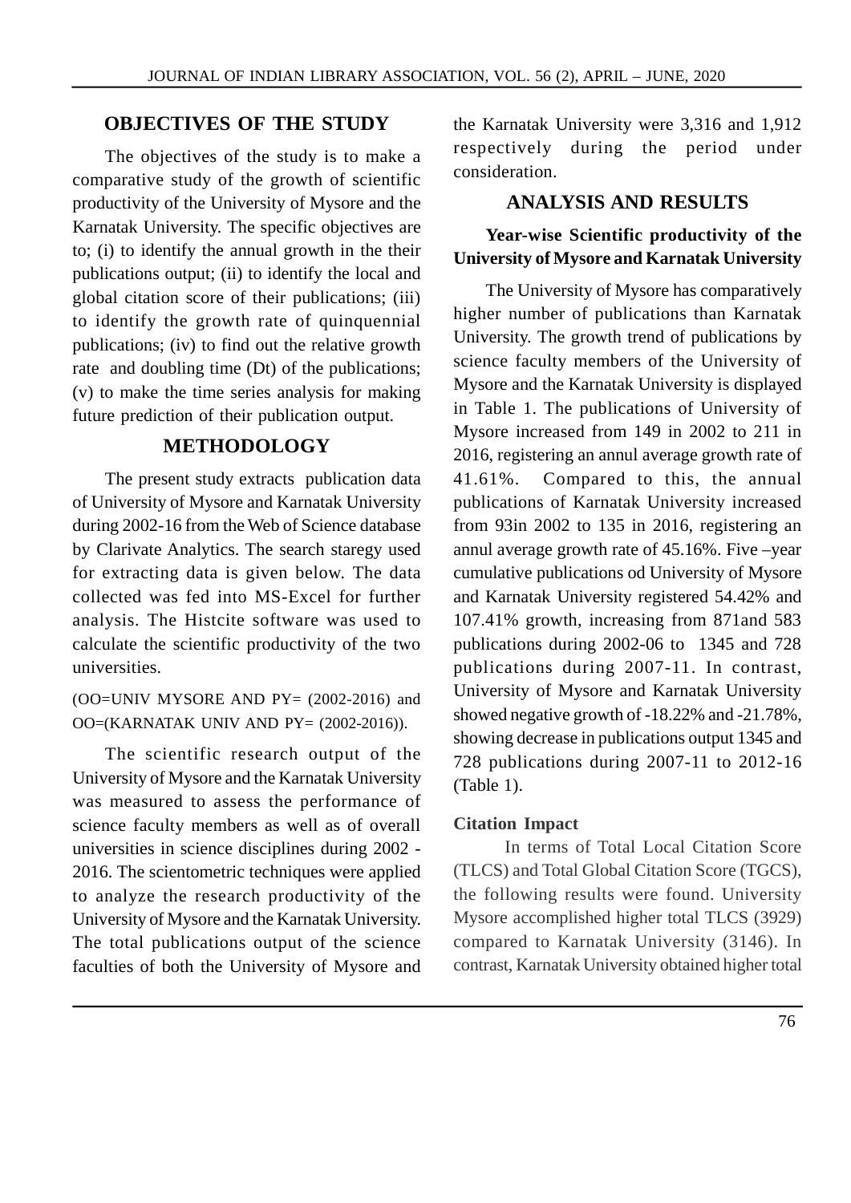## OBJECTIVES OF THE STUDY

The objectives of the study is to make a comparative study of the growth of scientific productivity of the University of Mysore and the Karnatak University. The specific objectives are to; (i) to identify the annual growth in the their publications output; (ii) to identify the local and global citation score of their publications; (iii) to identify the growth rate of quinquennial publications; (iv) to find out the relative growth rate and doubling time (Dt) of the publications; (v) to make the time series analysis for making future prediction of their publication output.

## METHODOLOGY

The present study extracts publication data of University of Mysore and Karnatak University during 2002-16 from the Web of Science database by Clarivate Analytics. The search staregy used for extracting data is given below. The data collected was fed into MS-Excel for further analysis. The Histcite software was used to calculate the scientific productivity of the two universities.

(OO=UNIV MYSORE AND PY= (2002-2016) and OO=(KARNATAK UNIV AND PY= (2002-2016)).

The scientific research output of the University of Mysore and the Karnatak University was measured to assess the performance of science faculty members as well as of overall universities in science disciplines during 2002 - 2016. The scientometric techniques were applied to analyze the research productivity of the University of Mysore and the Karnatak University. The total publications output of the science faculties of both the University of Mysore and the Karnatak University were 3,316 and 1,912 respectively during the period under consideration.

## ANALYSIS AND RESULTS

### Year-wise Scientific productivity of the University of Mysore and Karnatak University

The University of Mysore has comparatively higher number of publications than Karnatak University. The growth trend of publications by science faculty members of the University of Mysore and the Karnatak University is displayed in Table 1. The publications of University of Mysore increased from 149 in 2002 to 211 in 2016, registering an annul average growth rate of 41.61%. Compared to this, the annual publications of Karnatak University increased from 93in 2002 to 135 in 2016, registering an annul average growth rate of 45.16%. Five –year cumulative publications od University of Mysore and Karnatak University registered 54.42% and 107.41% growth, increasing from 871and 583 publications during 2002-06 to 1345 and 728 publications during 2007-11. In contrast, University of Mysore and Karnatak University showed negative growth of -18.22% and -21.78%, showing decrease in publications output 1345 and 728 publications during 2007-11 to 2012-16 (Table 1).

### Citation Impact

In terms of Total Local Citation Score (TLCS) and Total Global Citation Score (TGCS), the following results were found. University Mysore accomplished higher total TLCS (3929) compared to Karnatak University (3146). In contrast, Karnatak University obtained higher total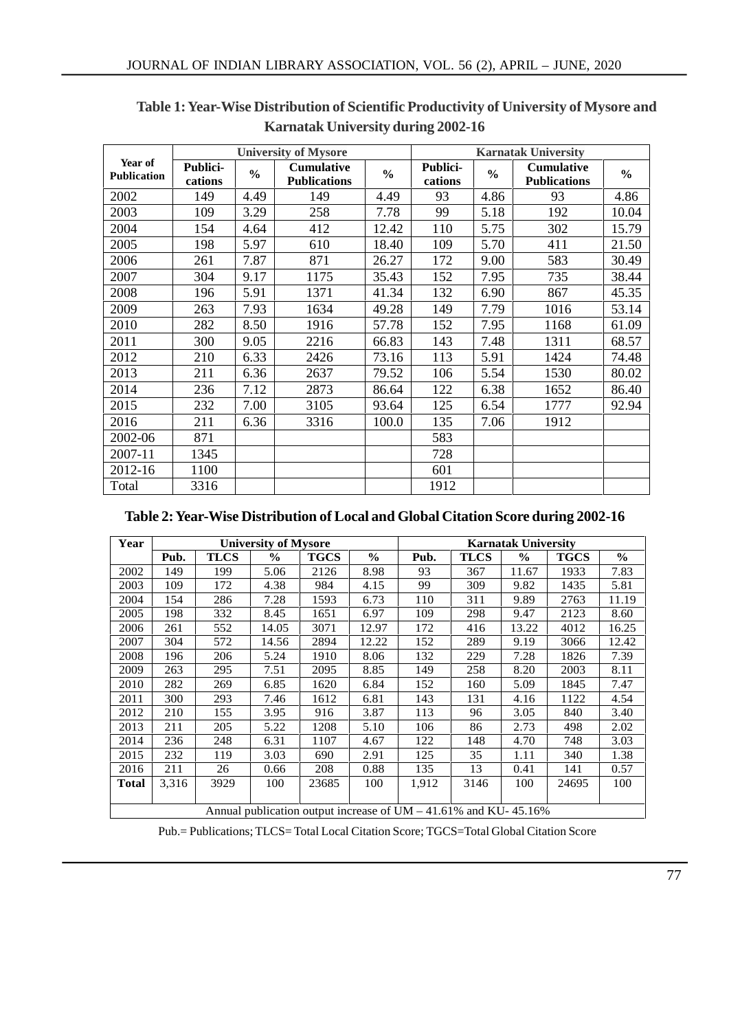**Table 1: Year-Wise Distribution of Scientific Productivity of University of Mysore and Karnatak University during 2002-16**

| Year of Publication | University of Mysore | | | | Karnatak University | | | |
|---|---|---|---|---|---|---|---|---|
| | Publici-cations | % | Cumulative Publications | % | Publici-cations | % | Cumulative Publications | % |
| 2002 | 149 | 4.49 | 149 | 4.49 | 93 | 4.86 | 93 | 4.86 |
| 2003 | 109 | 3.29 | 258 | 7.78 | 99 | 5.18 | 192 | 10.04 |
| 2004 | 154 | 4.64 | 412 | 12.42 | 110 | 5.75 | 302 | 15.79 |
| 2005 | 198 | 5.97 | 610 | 18.40 | 109 | 5.70 | 411 | 21.50 |
| 2006 | 261 | 7.87 | 871 | 26.27 | 172 | 9.00 | 583 | 30.49 |
| 2007 | 304 | 9.17 | 1175 | 35.43 | 152 | 7.95 | 735 | 38.44 |
| 2008 | 196 | 5.91 | 1371 | 41.34 | 132 | 6.90 | 867 | 45.35 |
| 2009 | 263 | 7.93 | 1634 | 49.28 | 149 | 7.79 | 1016 | 53.14 |
| 2010 | 282 | 8.50 | 1916 | 57.78 | 152 | 7.95 | 1168 | 61.09 |
| 2011 | 300 | 9.05 | 2216 | 66.83 | 143 | 7.48 | 1311 | 68.57 |
| 2012 | 210 | 6.33 | 2426 | 73.16 | 113 | 5.91 | 1424 | 74.48 |
| 2013 | 211 | 6.36 | 2637 | 79.52 | 106 | 5.54 | 1530 | 80.02 |
| 2014 | 236 | 7.12 | 2873 | 86.64 | 122 | 6.38 | 1652 | 86.40 |
| 2015 | 232 | 7.00 | 3105 | 93.64 | 125 | 6.54 | 1777 | 92.94 |
| 2016 | 211 | 6.36 | 3316 | 100.0 | 135 | 7.06 | 1912 | |
| 2002-06 | 871 | | | | 583 | | | |
| 2007-11 | 1345 | | | | 728 | | | |
| 2012-16 | 1100 | | | | 601 | | | |
| Total | 3316 | | | | 1912 | | | |

**Table 2: Year-Wise Distribution of Local and Global Citation Score during 2002-16**

| Year | University of Mysore | | | | | Karnatak University | | | | |
|---|---|---|---|---|---|---|---|---|---|---|
| | Pub. | TLCS | % | TGCS | % | Pub. | TLCS | % | TGCS | % |
| 2002 | 149 | 199 | 5.06 | 2126 | 8.98 | 93 | 367 | 11.67 | 1933 | 7.83 |
| 2003 | 109 | 172 | 4.38 | 984 | 4.15 | 99 | 309 | 9.82 | 1435 | 5.81 |
| 2004 | 154 | 286 | 7.28 | 1593 | 6.73 | 110 | 311 | 9.89 | 2763 | 11.19 |
| 2005 | 198 | 332 | 8.45 | 1651 | 6.97 | 109 | 298 | 9.47 | 2123 | 8.60 |
| 2006 | 261 | 552 | 14.05 | 3071 | 12.97 | 172 | 416 | 13.22 | 4012 | 16.25 |
| 2007 | 304 | 572 | 14.56 | 2894 | 12.22 | 152 | 289 | 9.19 | 3066 | 12.42 |
| 2008 | 196 | 206 | 5.24 | 1910 | 8.06 | 132 | 229 | 7.28 | 1826 | 7.39 |
| 2009 | 263 | 295 | 7.51 | 2095 | 8.85 | 149 | 258 | 8.20 | 2003 | 8.11 |
| 2010 | 282 | 269 | 6.85 | 1620 | 6.84 | 152 | 160 | 5.09 | 1845 | 7.47 |
| 2011 | 300 | 293 | 7.46 | 1612 | 6.81 | 143 | 131 | 4.16 | 1122 | 4.54 |
| 2012 | 210 | 155 | 3.95 | 916 | 3.87 | 113 | 96 | 3.05 | 840 | 3.40 |
| 2013 | 211 | 205 | 5.22 | 1208 | 5.10 | 106 | 86 | 2.73 | 498 | 2.02 |
| 2014 | 236 | 248 | 6.31 | 1107 | 4.67 | 122 | 148 | 4.70 | 748 | 3.03 |
| 2015 | 232 | 119 | 3.03 | 690 | 2.91 | 125 | 35 | 1.11 | 340 | 1.38 |
| 2016 | 211 | 26 | 0.66 | 208 | 0.88 | 135 | 13 | 0.41 | 141 | 0.57 |
| **Total** | 3,316 | 3929 | 100 | 23685 | 100 | 1,912 | 3146 | 100 | 24695 | 100 |
| Annual publication output increase of UM – 41.61% and KU- 45.16% | | | | | | | | | | |

Pub.= Publications; TLCS= Total Local Citation Score; TGCS=Total Global Citation Score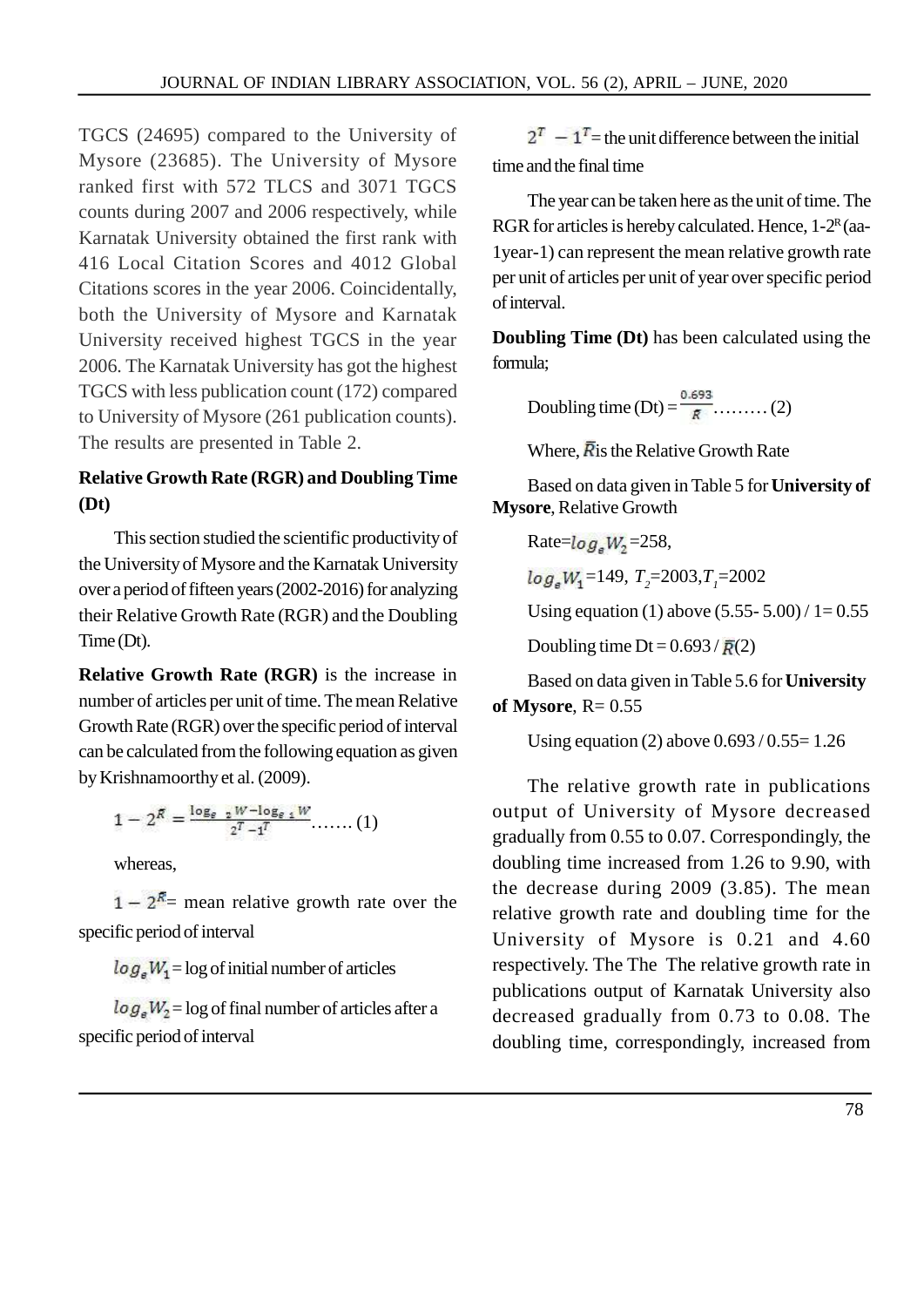TGCS (24695) compared to the University of Mysore (23685). The University of Mysore ranked first with 572 TLCS and 3071 TGCS counts during 2007 and 2006 respectively, while Karnatak University obtained the first rank with 416 Local Citation Scores and 4012 Global Citations scores in the year 2006. Coincidentally, both the University of Mysore and Karnatak University received highest TGCS in the year 2006. The Karnatak University has got the highest TGCS with less publication count (172) compared to University of Mysore (261 publication counts). The results are presented in Table 2.

### Relative Growth Rate (RGR) and Doubling Time (Dt)

This section studied the scientific productivity of the University of Mysore and the Karnatak University over a period of fifteen years (2002-2016) for analyzing their Relative Growth Rate (RGR) and the Doubling Time (Dt).

**Relative Growth Rate (RGR)** is the increase in number of articles per unit of time. The mean Relative Growth Rate (RGR) over the specific period of interval can be calculated from the following equation as given by Krishnamoorthy et al. (2009).

$$1 - 2^{\bar{R}} = \frac{\log_{e\ 2} W - \log_{e\ 1} W}{2^T - 1^T} \ldots\ldots (1)$$

whereas,

$1 - 2^{\bar{R}}$ = mean relative growth rate over the specific period of interval

$log_e W_1$ = log of initial number of articles

$log_e W_2$ = log of final number of articles after a specific period of interval

$2^T - 1^T$ = the unit difference between the initial time and the final time

The year can be taken here as the unit of time. The RGR for articles is hereby calculated. Hence, $1\text{-}2^R$ (aa-1year-1) can represent the mean relative growth rate per unit of articles per unit of year over specific period of interval.

**Doubling Time (Dt)** has been calculated using the formula;

Doubling time (Dt) = $\frac{0.693}{\bar{R}}$ ……… (2)

Where, $\bar{R}$ is the Relative Growth Rate

Based on data given in Table 5 for **University of Mysore**, Relative Growth

Rate= $log_e W_2$ =258,

$log_e W_1$ =149, $T_2$=2003, $T_1$=2002

Using equation (1) above (5.55- 5.00) / 1= 0.55

Doubling time Dt = 0.693 / $\bar{R}$(2)

Based on data given in Table 5.6 for **University of Mysore**, R= 0.55

Using equation (2) above 0.693 / 0.55= 1.26

The relative growth rate in publications output of University of Mysore decreased gradually from 0.55 to 0.07. Correspondingly, the doubling time increased from 1.26 to 9.90, with the decrease during 2009 (3.85). The mean relative growth rate and doubling time for the University of Mysore is 0.21 and 4.60 respectively. The The The relative growth rate in publications output of Karnatak University also decreased gradually from 0.73 to 0.08. The doubling time, correspondingly, increased from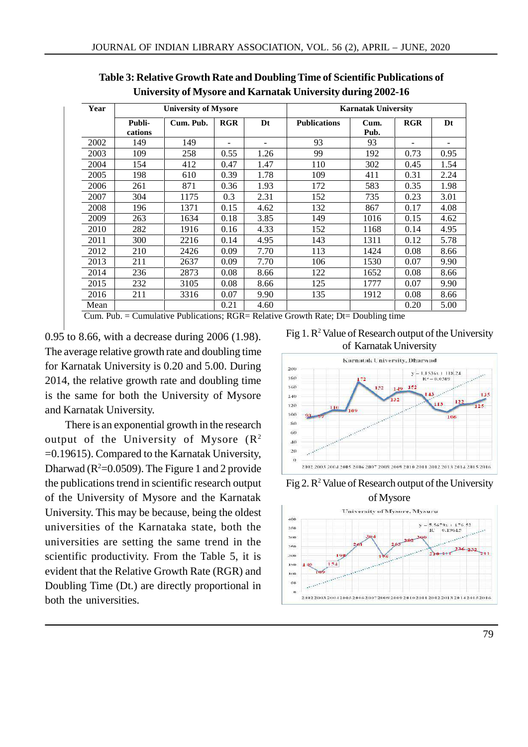**Table 3: Relative Growth Rate and Doubling Time of Scientific Publications of University of Mysore and Karnatak University during 2002-16**

| Year | University of Mysore | | | | Karnatak University | | | |
|---|---|---|---|---|---|---|---|---|
| | Publi-cations | Cum. Pub. | RGR | Dt | Publications | Cum. Pub. | RGR | Dt |
| 2002 | 149 | 149 | - | - | 93 | 93 | - | - |
| 2003 | 109 | 258 | 0.55 | 1.26 | 99 | 192 | 0.73 | 0.95 |
| 2004 | 154 | 412 | 0.47 | 1.47 | 110 | 302 | 0.45 | 1.54 |
| 2005 | 198 | 610 | 0.39 | 1.78 | 109 | 411 | 0.31 | 2.24 |
| 2006 | 261 | 871 | 0.36 | 1.93 | 172 | 583 | 0.35 | 1.98 |
| 2007 | 304 | 1175 | 0.3 | 2.31 | 152 | 735 | 0.23 | 3.01 |
| 2008 | 196 | 1371 | 0.15 | 4.62 | 132 | 867 | 0.17 | 4.08 |
| 2009 | 263 | 1634 | 0.18 | 3.85 | 149 | 1016 | 0.15 | 4.62 |
| 2010 | 282 | 1916 | 0.16 | 4.33 | 152 | 1168 | 0.14 | 4.95 |
| 2011 | 300 | 2216 | 0.14 | 4.95 | 143 | 1311 | 0.12 | 5.78 |
| 2012 | 210 | 2426 | 0.09 | 7.70 | 113 | 1424 | 0.08 | 8.66 |
| 2013 | 211 | 2637 | 0.09 | 7.70 | 106 | 1530 | 0.07 | 9.90 |
| 2014 | 236 | 2873 | 0.08 | 8.66 | 122 | 1652 | 0.08 | 8.66 |
| 2015 | 232 | 3105 | 0.08 | 8.66 | 125 | 1777 | 0.07 | 9.90 |
| 2016 | 211 | 3316 | 0.07 | 9.90 | 135 | 1912 | 0.08 | 8.66 |
| Mean | | | 0.21 | 4.60 | | | 0.20 | 5.00 |

Cum. Pub. = Cumulative Publications; RGR= Relative Growth Rate; Dt= Doubling time

0.95 to 8.66, with a decrease during 2006 (1.98). The average relative growth rate and doubling time for Karnatak University is 0.20 and 5.00. During 2014, the relative growth rate and doubling time is the same for both the University of Mysore and Karnatak University.

There is an exponential growth in the research output of the University of Mysore ($R^2$ =0.19615). Compared to the Karnatak University, Dharwad ($R^2$=0.0509). The Figure 1 and 2 provide the publications trend in scientific research output of the University of Mysore and the Karnatak University. This may be because, being the oldest universities of the Karnataka state, both the universities are setting the same trend in the scientific productivity. From the Table 5, it is evident that the Relative Growth Rate (RGR) and Doubling Time (Dt.) are directly proportional in both the universities.

Fig 1. $R^2$ Value of Research output of the University of Karnatak University

Fig 2. $R^2$ Value of Research output of the University of Mysore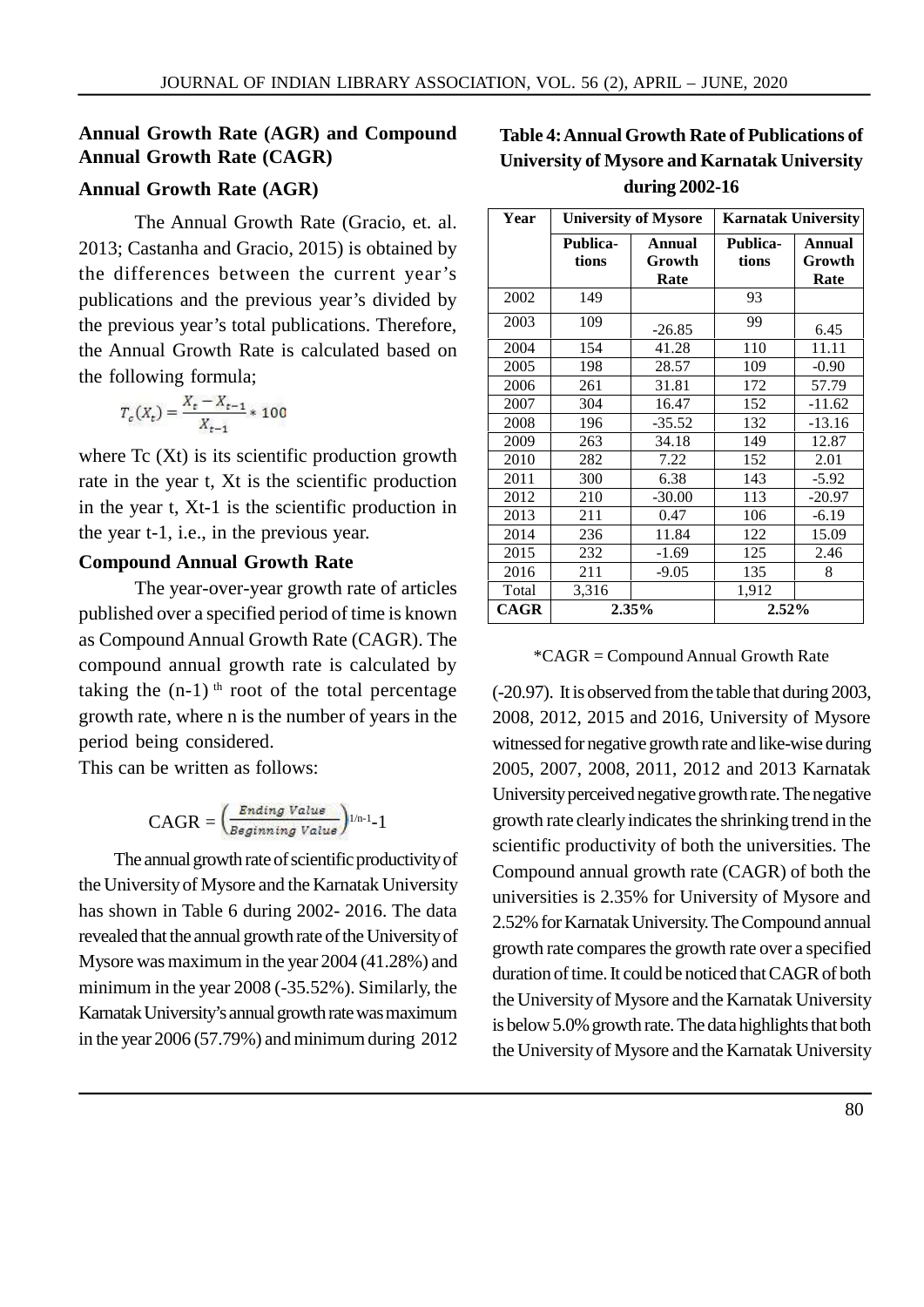## Annual Growth Rate (AGR) and Compound Annual Growth Rate (CAGR)

### Annual Growth Rate (AGR)

The Annual Growth Rate (Gracio, et. al. 2013; Castanha and Gracio, 2015) is obtained by the differences between the current year's publications and the previous year's divided by the previous year's total publications. Therefore, the Annual Growth Rate is calculated based on the following formula;

$$T_c(X_t) = \frac{X_t - X_{t-1}}{X_{t-1}} * 100$$

where Tc (Xt) is its scientific production growth rate in the year t, Xt is the scientific production in the year t, Xt-1 is the scientific production in the year t-1, i.e., in the previous year.

### Compound Annual Growth Rate

The year-over-year growth rate of articles published over a specified period of time is known as Compound Annual Growth Rate (CAGR). The compound annual growth rate is calculated by taking the $(n-1)^{th}$ root of the total percentage growth rate, where n is the number of years in the period being considered.

This can be written as follows:

$$\text{CAGR} = \left(\frac{Ending\ Value}{Beginning\ Value}\right)^{1/n-1} - 1$$

The annual growth rate of scientific productivity of the University of Mysore and the Karnatak University has shown in Table 6 during 2002- 2016. The data revealed that the annual growth rate of the University of Mysore was maximum in the year 2004 (41.28%) and minimum in the year 2008 (-35.52%). Similarly, the Karnatak University's annual growth rate was maximum in the year 2006 (57.79%) and minimum during 2012 (-20.97). It is observed from the table that during 2003, 2008, 2012, 2015 and 2016, University of Mysore witnessed for negative growth rate and like-wise during 2005, 2007, 2008, 2011, 2012 and 2013 Karnatak University perceived negative growth rate. The negative growth rate clearly indicates the shrinking trend in the scientific productivity of both the universities. The Compound annual growth rate (CAGR) of both the universities is 2.35% for University of Mysore and 2.52% for Karnatak University. The Compound annual growth rate compares the growth rate over a specified duration of time. It could be noticed that CAGR of both the University of Mysore and the Karnatak University is below 5.0% growth rate. The data highlights that both the University of Mysore and the Karnatak University

**Table 4: Annual Growth Rate of Publications of University of Mysore and Karnatak University during 2002-16**

| Year | University of Mysore | | Karnatak University | |
|---|---|---|---|---|
| | Publica-tions | Annual Growth Rate | Publica-tions | Annual Growth Rate |
| 2002 | 149 | | 93 | |
| 2003 | 109 | -26.85 | 99 | 6.45 |
| 2004 | 154 | 41.28 | 110 | 11.11 |
| 2005 | 198 | 28.57 | 109 | -0.90 |
| 2006 | 261 | 31.81 | 172 | 57.79 |
| 2007 | 304 | 16.47 | 152 | -11.62 |
| 2008 | 196 | -35.52 | 132 | -13.16 |
| 2009 | 263 | 34.18 | 149 | 12.87 |
| 2010 | 282 | 7.22 | 152 | 2.01 |
| 2011 | 300 | 6.38 | 143 | -5.92 |
| 2012 | 210 | -30.00 | 113 | -20.97 |
| 2013 | 211 | 0.47 | 106 | -6.19 |
| 2014 | 236 | 11.84 | 122 | 15.09 |
| 2015 | 232 | -1.69 | 125 | 2.46 |
| 2016 | 211 | -9.05 | 135 | 8 |
| Total | 3,316 | | 1,912 | |
| **CAGR** | **2.35%** | | **2.52%** | |

*CAGR = Compound Annual Growth Rate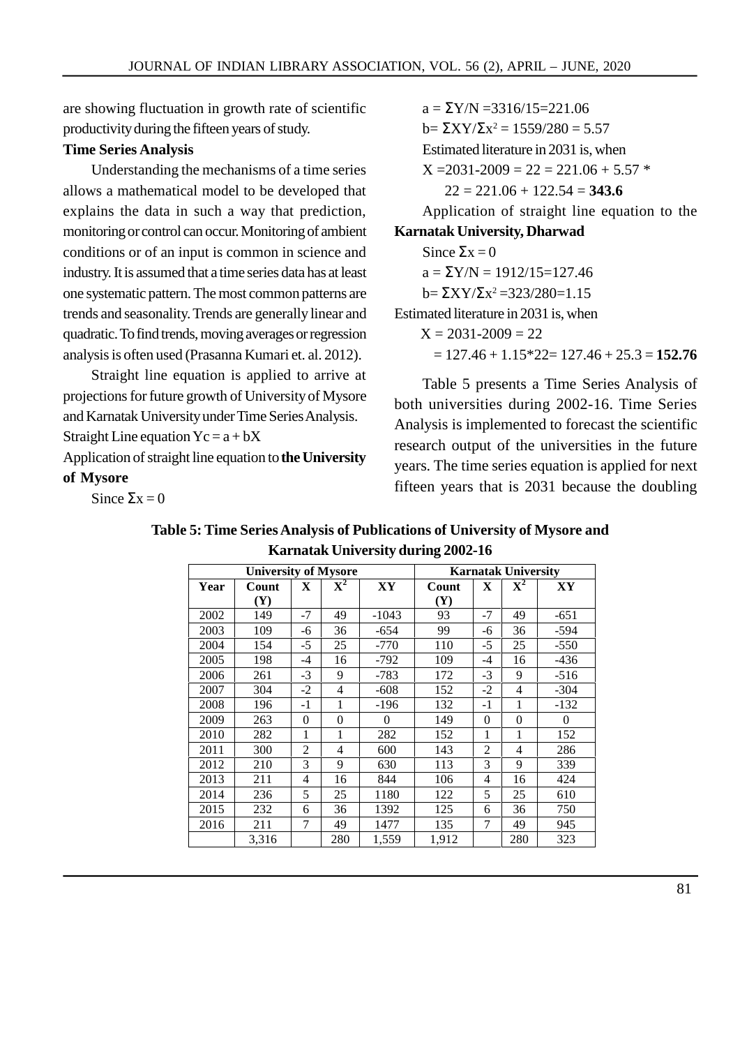are showing fluctuation in growth rate of scientific productivity during the fifteen years of study.

**Time Series Analysis**

Understanding the mechanisms of a time series allows a mathematical model to be developed that explains the data in such a way that prediction, monitoring or control can occur. Monitoring of ambient conditions or of an input is common in science and industry. It is assumed that a time series data has at least one systematic pattern. The most common patterns are trends and seasonality. Trends are generally linear and quadratic. To find trends, moving averages or regression analysis is often used (Prasanna Kumari et. al. 2012).

Straight line equation is applied to arrive at projections for future growth of University of Mysore and Karnatak University under Time Series Analysis.

Straight Line equation $Yc = a + bX$

Application of straight line equation to **the University of Mysore**

Since $\Sigma x = 0$

$a = \Sigma Y/N = 3316/15 = 221.06$

$b = \Sigma XY/\Sigma x^2 = 1559/280 = 5.57$

Estimated literature in 2031 is, when

$X = 2031-2009 = 22 = 221.06 + 5.57 * 22 = 221.06 + 122.54 =$ **343.6**

Application of straight line equation to the **Karnatak University, Dharwad**

Since $\Sigma x = 0$

$a = \Sigma Y/N = 1912/15 = 127.46$

$b = \Sigma XY/\Sigma x^2 = 323/280 = 1.15$

Estimated literature in 2031 is, when

$X = 2031-2009 = 22$

$= 127.46 + 1.15*22 = 127.46 + 25.3 =$ **152.76**

Table 5 presents a Time Series Analysis of both universities during 2002-16. Time Series Analysis is implemented to forecast the scientific research output of the universities in the future years. The time series equation is applied for next fifteen years that is 2031 because the doubling

**Table 5: Time Series Analysis of Publications of University of Mysore and Karnatak University during 2002-16**

| | University of Mysore | | | | Karnatak University | | | |
|---|---|---|---|---|---|---|---|---|
| **Year** | **Count (Y)** | **X** | **$X^2$** | **XY** | **Count (Y)** | **X** | **$X^2$** | **XY** |
| 2002 | 149 | -7 | 49 | -1043 | 93 | -7 | 49 | -651 |
| 2003 | 109 | -6 | 36 | -654 | 99 | -6 | 36 | -594 |
| 2004 | 154 | -5 | 25 | -770 | 110 | -5 | 25 | -550 |
| 2005 | 198 | -4 | 16 | -792 | 109 | -4 | 16 | -436 |
| 2006 | 261 | -3 | 9 | -783 | 172 | -3 | 9 | -516 |
| 2007 | 304 | -2 | 4 | -608 | 152 | -2 | 4 | -304 |
| 2008 | 196 | -1 | 1 | -196 | 132 | -1 | 1 | -132 |
| 2009 | 263 | 0 | 0 | 0 | 149 | 0 | 0 | 0 |
| 2010 | 282 | 1 | 1 | 282 | 152 | 1 | 1 | 152 |
| 2011 | 300 | 2 | 4 | 600 | 143 | 2 | 4 | 286 |
| 2012 | 210 | 3 | 9 | 630 | 113 | 3 | 9 | 339 |
| 2013 | 211 | 4 | 16 | 844 | 106 | 4 | 16 | 424 |
| 2014 | 236 | 5 | 25 | 1180 | 122 | 5 | 25 | 610 |
| 2015 | 232 | 6 | 36 | 1392 | 125 | 6 | 36 | 750 |
| 2016 | 211 | 7 | 49 | 1477 | 135 | 7 | 49 | 945 |
| | 3,316 | | 280 | 1,559 | 1,912 | | 280 | 323 |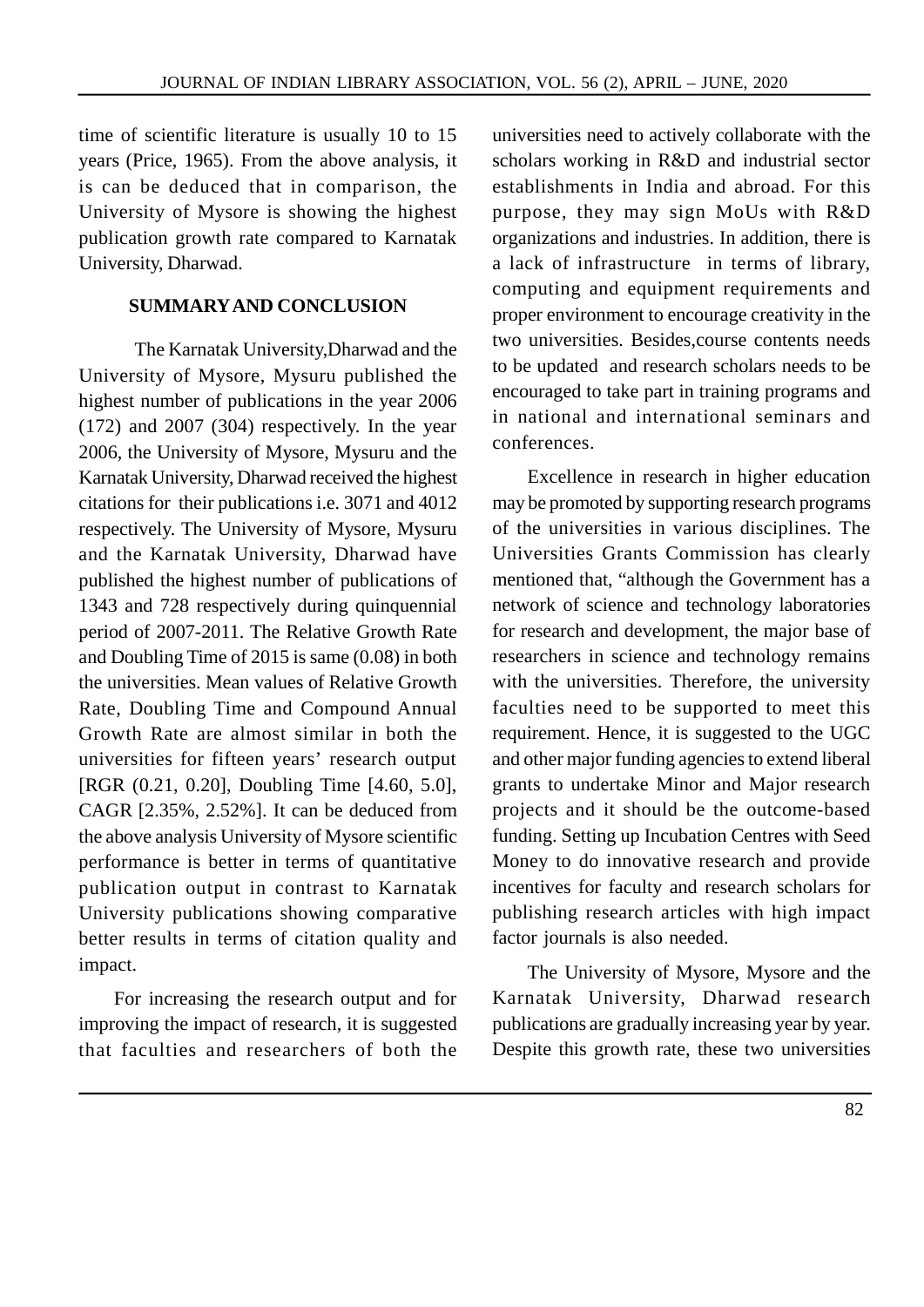time of scientific literature is usually 10 to 15 years (Price, 1965). From the above analysis, it is can be deduced that in comparison, the University of Mysore is showing the highest publication growth rate compared to Karnatak University, Dharwad.

## SUMMARY AND CONCLUSION

The Karnatak University,Dharwad and the University of Mysore, Mysuru published the highest number of publications in the year 2006 (172) and 2007 (304) respectively. In the year 2006, the University of Mysore, Mysuru and the Karnatak University, Dharwad received the highest citations for their publications i.e. 3071 and 4012 respectively. The University of Mysore, Mysuru and the Karnatak University, Dharwad have published the highest number of publications of 1343 and 728 respectively during quinquennial period of 2007-2011. The Relative Growth Rate and Doubling Time of 2015 is same (0.08) in both the universities. Mean values of Relative Growth Rate, Doubling Time and Compound Annual Growth Rate are almost similar in both the universities for fifteen years' research output [RGR (0.21, 0.20], Doubling Time [4.60, 5.0], CAGR [2.35%, 2.52%]. It can be deduced from the above analysis University of Mysore scientific performance is better in terms of quantitative publication output in contrast to Karnatak University publications showing comparative better results in terms of citation quality and impact.

For increasing the research output and for improving the impact of research, it is suggested that faculties and researchers of both the universities need to actively collaborate with the scholars working in R&D and industrial sector establishments in India and abroad. For this purpose, they may sign MoUs with R&D organizations and industries. In addition, there is a lack of infrastructure in terms of library, computing and equipment requirements and proper environment to encourage creativity in the two universities. Besides,course contents needs to be updated and research scholars needs to be encouraged to take part in training programs and in national and international seminars and conferences.

Excellence in research in higher education may be promoted by supporting research programs of the universities in various disciplines. The Universities Grants Commission has clearly mentioned that, "although the Government has a network of science and technology laboratories for research and development, the major base of researchers in science and technology remains with the universities. Therefore, the university faculties need to be supported to meet this requirement. Hence, it is suggested to the UGC and other major funding agencies to extend liberal grants to undertake Minor and Major research projects and it should be the outcome-based funding. Setting up Incubation Centres with Seed Money to do innovative research and provide incentives for faculty and research scholars for publishing research articles with high impact factor journals is also needed.

The University of Mysore, Mysore and the Karnatak University, Dharwad research publications are gradually increasing year by year. Despite this growth rate, these two universities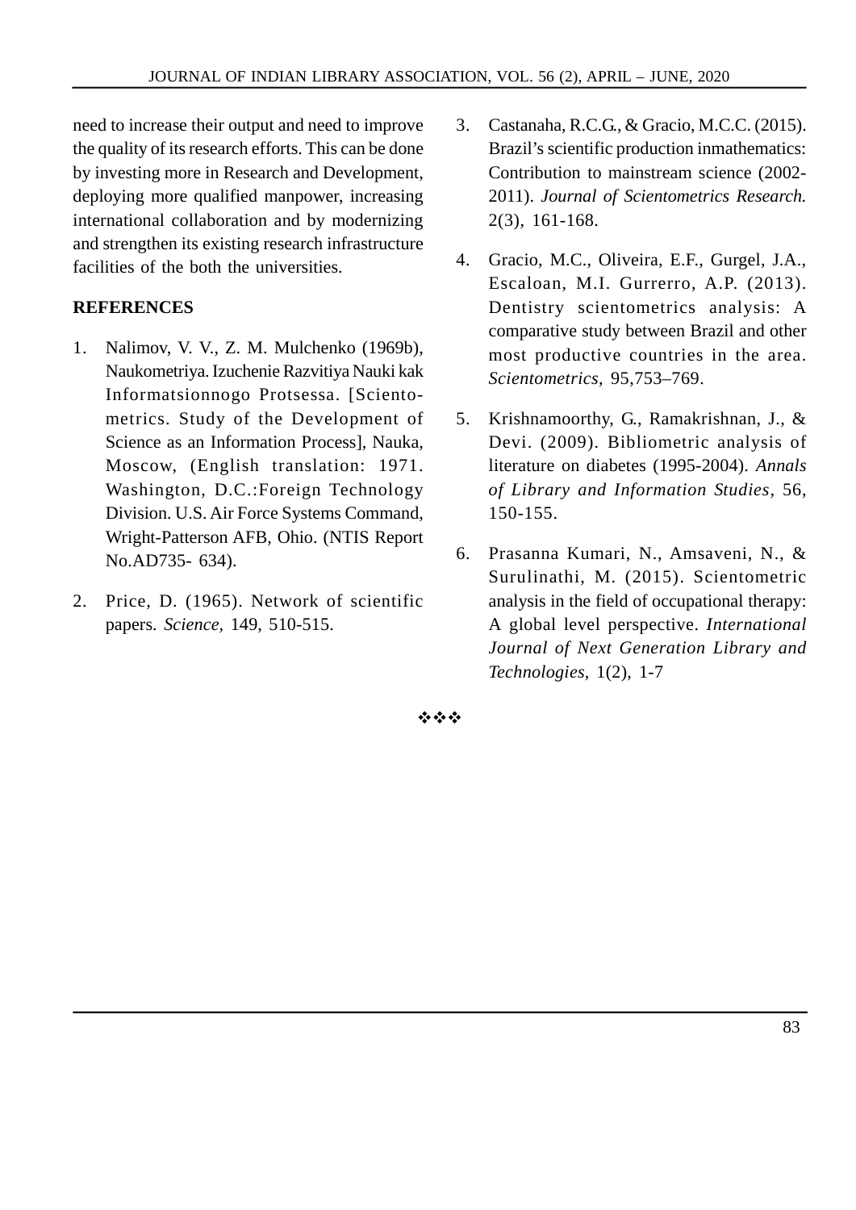need to increase their output and need to improve the quality of its research efforts. This can be done by investing more in Research and Development, deploying more qualified manpower, increasing international collaboration and by modernizing and strengthen its existing research infrastructure facilities of the both the universities.

## REFERENCES

1. Nalimov, V. V., Z. M. Mulchenko (1969b), Naukometriya. Izuchenie Razvitiya Nauki kak Informatsionnogo Protsessa. [Scientometrics. Study of the Development of Science as an Information Process], Nauka, Moscow, (English translation: 1971. Washington, D.C.:Foreign Technology Division. U.S. Air Force Systems Command, Wright-Patterson AFB, Ohio. (NTIS Report No.AD735- 634).

2. Price, D. (1965). Network of scientific papers. *Science*, 149, 510-515.

3. Castanaha, R.C.G., & Gracio, M.C.C. (2015). Brazil's scientific production inmathematics: Contribution to mainstream science (2002-2011). *Journal of Scientometrics Research.* 2(3), 161-168.

4. Gracio, M.C., Oliveira, E.F., Gurgel, J.A., Escaloan, M.I. Gurrerro, A.P. (2013). Dentistry scientometrics analysis: A comparative study between Brazil and other most productive countries in the area. *Scientometrics*, 95,753–769.

5. Krishnamoorthy, G., Ramakrishnan, J., & Devi. (2009). Bibliometric analysis of literature on diabetes (1995-2004). *Annals of Library and Information Studies*, 56, 150-155.

6. Prasanna Kumari, N., Amsaveni, N., & Surulinathi, M. (2015). Scientometric analysis in the field of occupational therapy: A global level perspective. *International Journal of Next Generation Library and Technologies*, 1(2), 1-7

❖❖❖